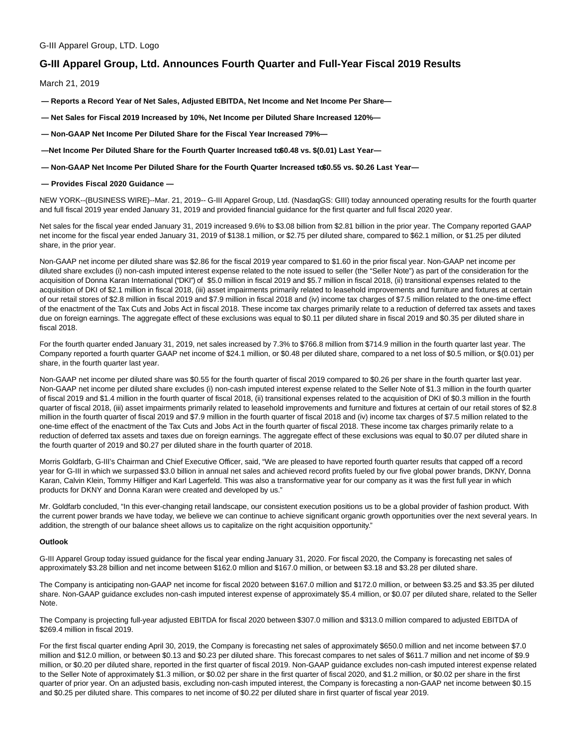G-III Apparel Group, LTD. Logo

# G-III Apparel Group, Ltd. Announces Fourth Quarter and Full-Year Fiscal 2019 Results

March 21, 2019

**— Reports a Record Year of Net Sales, Adjusted EBITDA, Net Income and Net Income Per Share—**

**— Net Sales for Fiscal 2019 Increased by 10%, Net Income per Diluted Share Increased 120%—**

**— Non-GAAP Net Income Per Diluted Share for the Fiscal Year Increased 79%—**

**—Net Income Per Diluted Share for the Fourth Quarter Increased to $0.48 vs. $(0.01) Last Year—**

**— Non-GAAP Net Income Per Diluted Share for the Fourth Quarter Increased to $0.55 vs. $0.26 Last Year—**

**— Provides Fiscal 2020 Guidance —**

NEW YORK--(BUSINESS WIRE)--Mar. 21, 2019-- G-III Apparel Group, Ltd. (NasdaqGS: GIII) today announced operating results for the fourth quarter and full fiscal 2019 year ended January 31, 2019 and provided financial guidance for the first quarter and full fiscal 2020 year.

Net sales for the fiscal year ended January 31, 2019 increased 9.6% to $3.08 billion from $2.81 billion in the prior year. The Company reported GAAP net income for the fiscal year ended January 31, 2019 of $138.1 million, or $2.75 per diluted share, compared to $62.1 million, or $1.25 per diluted share, in the prior year.

Non-GAAP net income per diluted share was $2.86 for the fiscal 2019 year compared to $1.60 in the prior fiscal year. Non-GAAP net income per diluted share excludes (i) non-cash imputed interest expense related to the note issued to seller (the "Seller Note") as part of the consideration for the acquisition of Donna Karan International ("DKI") of $5.0 million in fiscal 2019 and $5.7 million in fiscal 2018, (ii) transitional expenses related to the acquisition of DKI of $2.1 million in fiscal 2018, (iii) asset impairments primarily related to leasehold improvements and furniture and fixtures at certain of our retail stores of $2.8 million in fiscal 2019 and $7.9 million in fiscal 2018 and (iv) income tax charges of $7.5 million related to the one-time effect of the enactment of the Tax Cuts and Jobs Act in fiscal 2018. These income tax charges primarily relate to a reduction of deferred tax assets and taxes due on foreign earnings. The aggregate effect of these exclusions was equal to $0.11 per diluted share in fiscal 2019 and $0.35 per diluted share in fiscal 2018.

For the fourth quarter ended January 31, 2019, net sales increased by 7.3% to $766.8 million from $714.9 million in the fourth quarter last year. The Company reported a fourth quarter GAAP net income of $24.1 million, or $0.48 per diluted share, compared to a net loss of $0.5 million, or $(0.01) per share, in the fourth quarter last year.

Non-GAAP net income per diluted share was $0.55 for the fourth quarter of fiscal 2019 compared to $0.26 per share in the fourth quarter last year. Non-GAAP net income per diluted share excludes (i) non-cash imputed interest expense related to the Seller Note of $1.3 million in the fourth quarter of fiscal 2019 and $1.4 million in the fourth quarter of fiscal 2018, (ii) transitional expenses related to the acquisition of DKI of $0.3 million in the fourth quarter of fiscal 2018, (iii) asset impairments primarily related to leasehold improvements and furniture and fixtures at certain of our retail stores of $2.8 million in the fourth quarter of fiscal 2019 and $7.9 million in the fourth quarter of fiscal 2018 and (iv) income tax charges of $7.5 million related to the one-time effect of the enactment of the Tax Cuts and Jobs Act in the fourth quarter of fiscal 2018. These income tax charges primarily relate to a reduction of deferred tax assets and taxes due on foreign earnings. The aggregate effect of these exclusions was equal to $0.07 per diluted share in the fourth quarter of 2019 and $0.27 per diluted share in the fourth quarter of 2018.

Morris Goldfarb, G-III's Chairman and Chief Executive Officer, said, "We are pleased to have reported fourth quarter results that capped off a record year for G-III in which we surpassed $3.0 billion in annual net sales and achieved record profits fueled by our five global power brands, DKNY, Donna Karan, Calvin Klein, Tommy Hilfiger and Karl Lagerfeld. This was also a transformative year for our company as it was the first full year in which products for DKNY and Donna Karan were created and developed by us."

Mr. Goldfarb concluded, "In this ever-changing retail landscape, our consistent execution positions us to be a global provider of fashion product. With the current power brands we have today, we believe we can continue to achieve significant organic growth opportunities over the next several years. In addition, the strength of our balance sheet allows us to capitalize on the right acquisition opportunity."

**Outlook**

G-III Apparel Group today issued guidance for the fiscal year ending January 31, 2020. For fiscal 2020, the Company is forecasting net sales of approximately $3.28 billion and net income between $162.0 mllion and $167.0 million, or between $3.18 and $3.28 per diluted share.

The Company is anticipating non-GAAP net income for fiscal 2020 between $167.0 million and $172.0 million, or between $3.25 and $3.35 per diluted share. Non-GAAP guidance excludes non-cash imputed interest expense of approximately $5.4 million, or $0.07 per diluted share, related to the Seller Note.

The Company is projecting full-year adjusted EBITDA for fiscal 2020 between $307.0 million and $313.0 million compared to adjusted EBITDA of $269.4 million in fiscal 2019.

For the first fiscal quarter ending April 30, 2019, the Company is forecasting net sales of approximately $650.0 million and net income between $7.0 million and $12.0 million, or between $0.13 and $0.23 per diluted share. This forecast compares to net sales of $611.7 million and net income of $9.9 million, or $0.20 per diluted share, reported in the first quarter of fiscal 2019. Non-GAAP guidance excludes non-cash imputed interest expense related to the Seller Note of approximately $1.3 million, or $0.02 per share in the first quarter of fiscal 2020, and $1.2 million, or $0.02 per share in the first quarter of prior year. On an adjusted basis, excluding non-cash imputed interest, the Company is forecasting a non-GAAP net income between $0.15 and $0.25 per diluted share. This compares to net income of $0.22 per diluted share in first quarter of fiscal year 2019.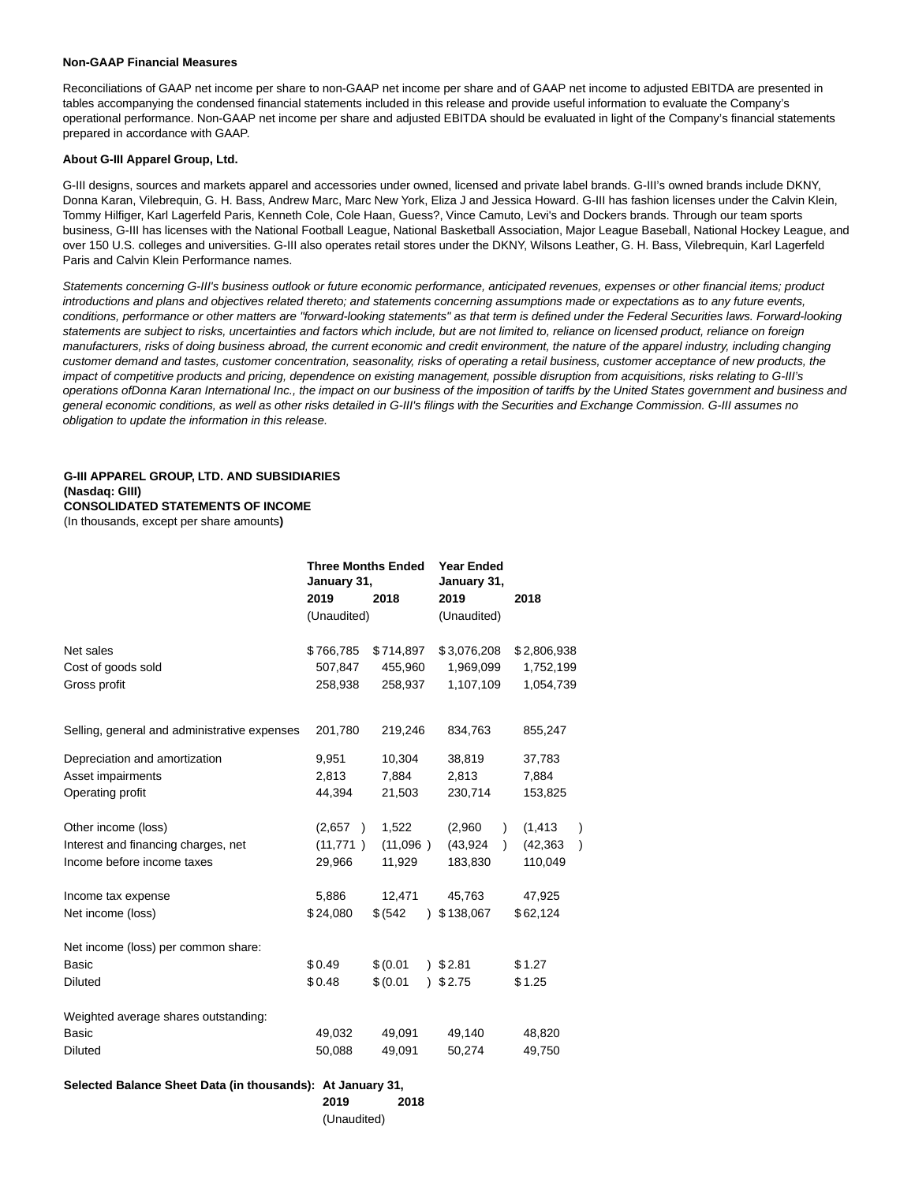**Non-GAAP Financial Measures**

Reconciliations of GAAP net income per share to non-GAAP net income per share and of GAAP net income to adjusted EBITDA are presented in tables accompanying the condensed financial statements included in this release and provide useful information to evaluate the Company's operational performance. Non-GAAP net income per share and adjusted EBITDA should be evaluated in light of the Company's financial statements prepared in accordance with GAAP.

**About G-III Apparel Group, Ltd.**

G-III designs, sources and markets apparel and accessories under owned, licensed and private label brands. G-III's owned brands include DKNY, Donna Karan, Vilebrequin, G. H. Bass, Andrew Marc, Marc New York, Eliza J and Jessica Howard. G-III has fashion licenses under the Calvin Klein, Tommy Hilfiger, Karl Lagerfeld Paris, Kenneth Cole, Cole Haan, Guess?, Vince Camuto, Levi's and Dockers brands. Through our team sports business, G-III has licenses with the National Football League, National Basketball Association, Major League Baseball, National Hockey League, and over 150 U.S. colleges and universities. G-III also operates retail stores under the DKNY, Wilsons Leather, G. H. Bass, Vilebrequin, Karl Lagerfeld Paris and Calvin Klein Performance names.

*Statements concerning G-III's business outlook or future economic performance, anticipated revenues, expenses or other financial items; product introductions and plans and objectives related thereto; and statements concerning assumptions made or expectations as to any future events, conditions, performance or other matters are "forward-looking statements" as that term is defined under the Federal Securities laws. Forward-looking statements are subject to risks, uncertainties and factors which include, but are not limited to, reliance on licensed product, reliance on foreign manufacturers, risks of doing business abroad, the current economic and credit environment, the nature of the apparel industry, including changing customer demand and tastes, customer concentration, seasonality, risks of operating a retail business, customer acceptance of new products, the impact of competitive products and pricing, dependence on existing management, possible disruption from acquisitions, risks relating to G-III's operations ofDonna Karan International Inc., the impact on our business of the imposition of tariffs by the United States government and business and general economic conditions, as well as other risks detailed in G-III's filings with the Securities and Exchange Commission. G-III assumes no obligation to update the information in this release.*

**G-III APPAREL GROUP, LTD. AND SUBSIDIARIES**
**(Nasdaq: GIII)**
**CONSOLIDATED STATEMENTS OF INCOME**
(In thousands, except per share amounts**)**

| | Three Months Ended January 31, | | Year Ended January 31, | |
|---|---|---|---|---|
| | 2019 | 2018 | 2019 | 2018 |
| | (Unaudited) | | (Unaudited) | |
| Net sales | $766,785 | $714,897 | $3,076,208 | $2,806,938 |
| Cost of goods sold | 507,847 | 455,960 | 1,969,099 | 1,752,199 |
| Gross profit | 258,938 | 258,937 | 1,107,109 | 1,054,739 |
| Selling, general and administrative expenses | 201,780 | 219,246 | 834,763 | 855,247 |
| Depreciation and amortization | 9,951 | 10,304 | 38,819 | 37,783 |
| Asset impairments | 2,813 | 7,884 | 2,813 | 7,884 |
| Operating profit | 44,394 | 21,503 | 230,714 | 153,825 |
| Other income (loss) | (2,657) | 1,522 | (2,960) | (1,413) |
| Interest and financing charges, net | (11,771) | (11,096) | (43,924) | (42,363) |
| Income before income taxes | 29,966 | 11,929 | 183,830 | 110,049 |
| Income tax expense | 5,886 | 12,471 | 45,763 | 47,925 |
| Net income (loss) | $24,080 | $(542) | $138,067 | $62,124 |
| Net income (loss) per common share: | | | | |
| Basic | $0.49 | $(0.01) | $2.81 | $1.27 |
| Diluted | $0.48 | $(0.01) | $2.75 | $1.25 |
| Weighted average shares outstanding: | | | | |
| Basic | 49,032 | 49,091 | 49,140 | 48,820 |
| Diluted | 50,088 | 49,091 | 50,274 | 49,750 |

| Selected Balance Sheet Data (in thousands): | At January 31, | |
|---|---|---|
| | 2019 | 2018 |
| | (Unaudited) | |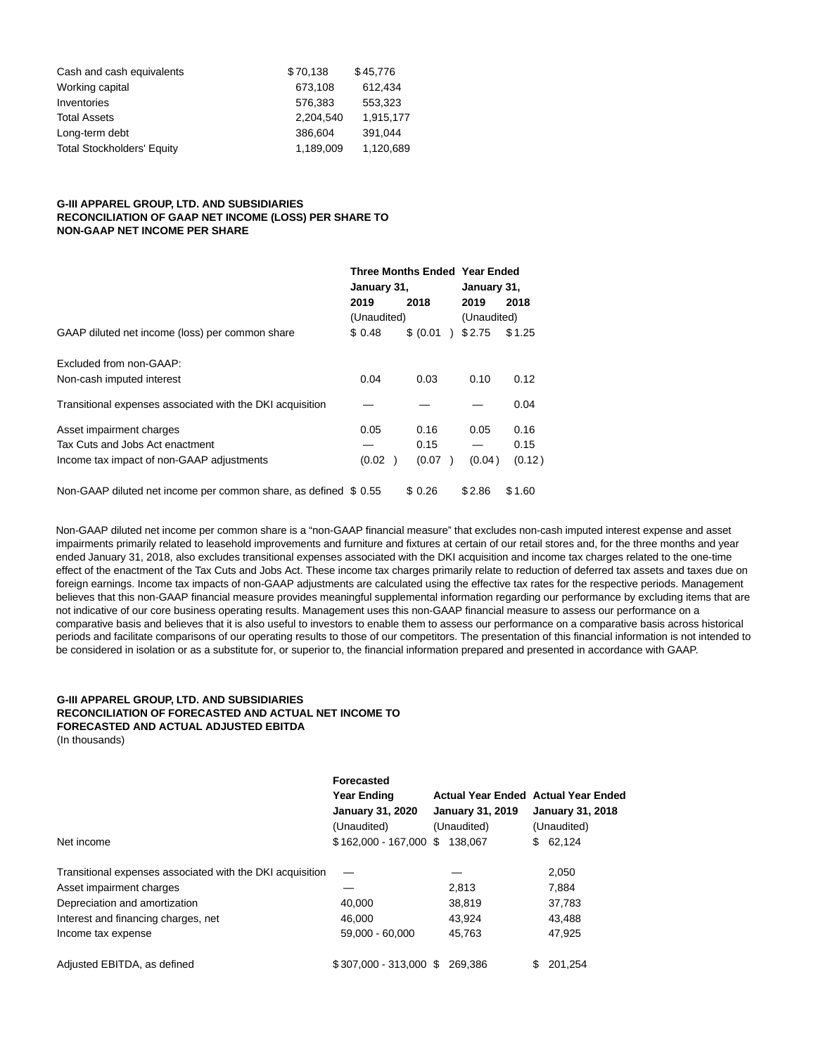| | | |
|---|---|---|
| Cash and cash equivalents | $70,138 | $45,776 |
| Working capital | 673,108 | 612,434 |
| Inventories | 576,383 | 553,323 |
| Total Assets | 2,204,540 | 1,915,177 |
| Long-term debt | 386,604 | 391,044 |
| Total Stockholders' Equity | 1,189,009 | 1,120,689 |

**G-III APPAREL GROUP, LTD. AND SUBSIDIARIES**
**RECONCILIATION OF GAAP NET INCOME (LOSS) PER SHARE TO NON-GAAP NET INCOME PER SHARE**

| | Three Months Ended January 31, | | Year Ended January 31, | |
|---|---|---|---|---|
| | 2019 | 2018 | 2019 | 2018 |
| | (Unaudited) | | (Unaudited) | |
| GAAP diluted net income (loss) per common share | $ 0.48 | $ (0.01 ) | $ 2.75 | $ 1.25 |
| Excluded from non-GAAP: | | | | |
| Non-cash imputed interest | 0.04 | 0.03 | 0.10 | 0.12 |
| Transitional expenses associated with the DKI acquisition | — | — | — | 0.04 |
| Asset impairment charges | 0.05 | 0.16 | 0.05 | 0.16 |
| Tax Cuts and Jobs Act enactment | — | 0.15 | — | 0.15 |
| Income tax impact of non-GAAP adjustments | (0.02 ) | (0.07 ) | (0.04 ) | (0.12 ) |
| Non-GAAP diluted net income per common share, as defined | $ 0.55 | $ 0.26 | $ 2.86 | $ 1.60 |

Non-GAAP diluted net income per common share is a "non-GAAP financial measure" that excludes non-cash imputed interest expense and asset impairments primarily related to leasehold improvements and furniture and fixtures at certain of our retail stores and, for the three months and year ended January 31, 2018, also excludes transitional expenses associated with the DKI acquisition and income tax charges related to the one-time effect of the enactment of the Tax Cuts and Jobs Act. These income tax charges primarily relate to reduction of deferred tax assets and taxes due on foreign earnings. Income tax impacts of non-GAAP adjustments are calculated using the effective tax rates for the respective periods. Management believes that this non-GAAP financial measure provides meaningful supplemental information regarding our performance by excluding items that are not indicative of our core business operating results. Management uses this non-GAAP financial measure to assess our performance on a comparative basis and believes that it is also useful to investors to enable them to assess our performance on a comparative basis across historical periods and facilitate comparisons of our operating results to those of our competitors. The presentation of this financial information is not intended to be considered in isolation or as a substitute for, or superior to, the financial information prepared and presented in accordance with GAAP.

**G-III APPAREL GROUP, LTD. AND SUBSIDIARIES**
**RECONCILIATION OF FORECASTED AND ACTUAL NET INCOME TO FORECASTED AND ACTUAL ADJUSTED EBITDA**
(In thousands)

| | Forecasted Year Ending January 31, 2020 | Actual Year Ended January 31, 2019 | Actual Year Ended January 31, 2018 |
|---|---|---|---|
| | (Unaudited) | (Unaudited) | (Unaudited) |
| Net income | $ 162,000 - 167,000 | $ 138,067 | $ 62,124 |
| Transitional expenses associated with the DKI acquisition | — | — | 2,050 |
| Asset impairment charges | — | 2,813 | 7,884 |
| Depreciation and amortization | 40,000 | 38,819 | 37,783 |
| Interest and financing charges, net | 46,000 | 43,924 | 43,488 |
| Income tax expense | 59,000 - 60,000 | 45,763 | 47,925 |
| Adjusted EBITDA, as defined | $ 307,000 - 313,000 | $ 269,386 | $ 201,254 |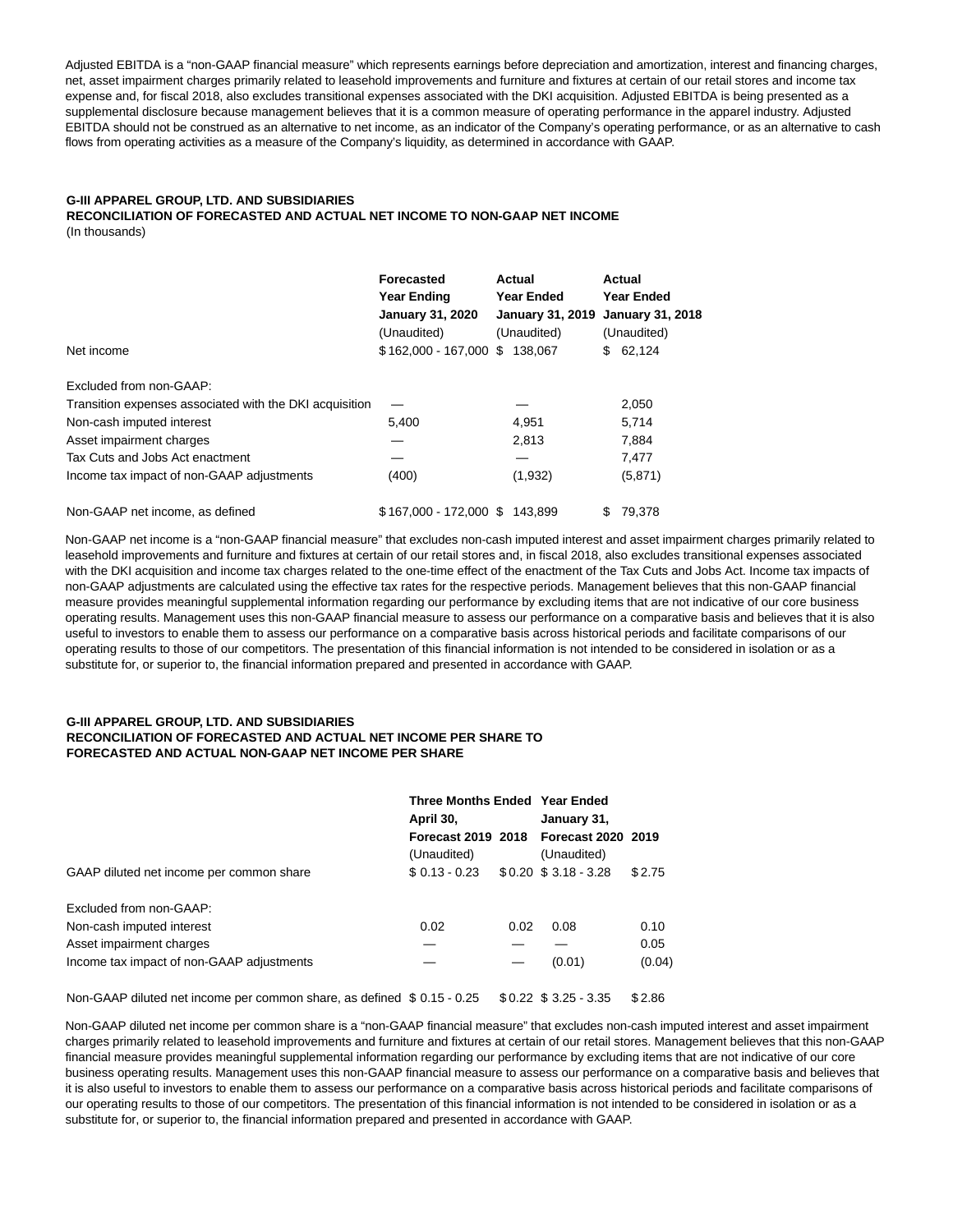Adjusted EBITDA is a "non-GAAP financial measure" which represents earnings before depreciation and amortization, interest and financing charges, net, asset impairment charges primarily related to leasehold improvements and furniture and fixtures at certain of our retail stores and income tax expense and, for fiscal 2018, also excludes transitional expenses associated with the DKI acquisition. Adjusted EBITDA is being presented as a supplemental disclosure because management believes that it is a common measure of operating performance in the apparel industry. Adjusted EBITDA should not be construed as an alternative to net income, as an indicator of the Company's operating performance, or as an alternative to cash flows from operating activities as a measure of the Company's liquidity, as determined in accordance with GAAP.

**G-III APPAREL GROUP, LTD. AND SUBSIDIARIES**
**RECONCILIATION OF FORECASTED AND ACTUAL NET INCOME TO NON-GAAP NET INCOME**
(In thousands)

| | Forecasted Year Ending January 31, 2020 (Unaudited) | Actual Year Ended January 31, 2019 (Unaudited) | Actual Year Ended January 31, 2018 (Unaudited) |
|---|---|---|---|
| Net income | $ 162,000 - 167,000 | $ 138,067 | $ 62,124 |
| Excluded from non-GAAP: | | | |
| Transition expenses associated with the DKI acquisition | — | — | 2,050 |
| Non-cash imputed interest | 5,400 | 4,951 | 5,714 |
| Asset impairment charges | — | 2,813 | 7,884 |
| Tax Cuts and Jobs Act enactment | — | — | 7,477 |
| Income tax impact of non-GAAP adjustments | (400) | (1,932) | (5,871) |
| Non-GAAP net income, as defined | $ 167,000 - 172,000 | $ 143,899 | $ 79,378 |

Non-GAAP net income is a "non-GAAP financial measure" that excludes non-cash imputed interest and asset impairment charges primarily related to leasehold improvements and furniture and fixtures at certain of our retail stores and, in fiscal 2018, also excludes transitional expenses associated with the DKI acquisition and income tax charges related to the one-time effect of the enactment of the Tax Cuts and Jobs Act. Income tax impacts of non-GAAP adjustments are calculated using the effective tax rates for the respective periods. Management believes that this non-GAAP financial measure provides meaningful supplemental information regarding our performance by excluding items that are not indicative of our core business operating results. Management uses this non-GAAP financial measure to assess our performance on a comparative basis and believes that it is also useful to investors to enable them to assess our performance on a comparative basis across historical periods and facilitate comparisons of our operating results to those of our competitors. The presentation of this financial information is not intended to be considered in isolation or as a substitute for, or superior to, the financial information prepared and presented in accordance with GAAP.

**G-III APPAREL GROUP, LTD. AND SUBSIDIARIES**
**RECONCILIATION OF FORECASTED AND ACTUAL NET INCOME PER SHARE TO FORECASTED AND ACTUAL NON-GAAP NET INCOME PER SHARE**

| | Three Months Ended April 30, | | Year Ended January 31, | |
|---|---|---|---|---|
| | Forecast 2019 (Unaudited) | 2018 | Forecast 2020 (Unaudited) | 2019 |
| GAAP diluted net income per common share | $ 0.13 - 0.23 | $ 0.20 | $ 3.18 - 3.28 | $ 2.75 |
| Excluded from non-GAAP: | | | | |
| Non-cash imputed interest | 0.02 | 0.02 | 0.08 | 0.10 |
| Asset impairment charges | — | — | — | 0.05 |
| Income tax impact of non-GAAP adjustments | — | — | (0.01) | (0.04) |
| Non-GAAP diluted net income per common share, as defined | $ 0.15 - 0.25 | $ 0.22 | $ 3.25 - 3.35 | $ 2.86 |

Non-GAAP diluted net income per common share is a "non-GAAP financial measure" that excludes non-cash imputed interest and asset impairment charges primarily related to leasehold improvements and furniture and fixtures at certain of our retail stores. Management believes that this non-GAAP financial measure provides meaningful supplemental information regarding our performance by excluding items that are not indicative of our core business operating results. Management uses this non-GAAP financial measure to assess our performance on a comparative basis and believes that it is also useful to investors to enable them to assess our performance on a comparative basis across historical periods and facilitate comparisons of our operating results to those of our competitors. The presentation of this financial information is not intended to be considered in isolation or as a substitute for, or superior to, the financial information prepared and presented in accordance with GAAP.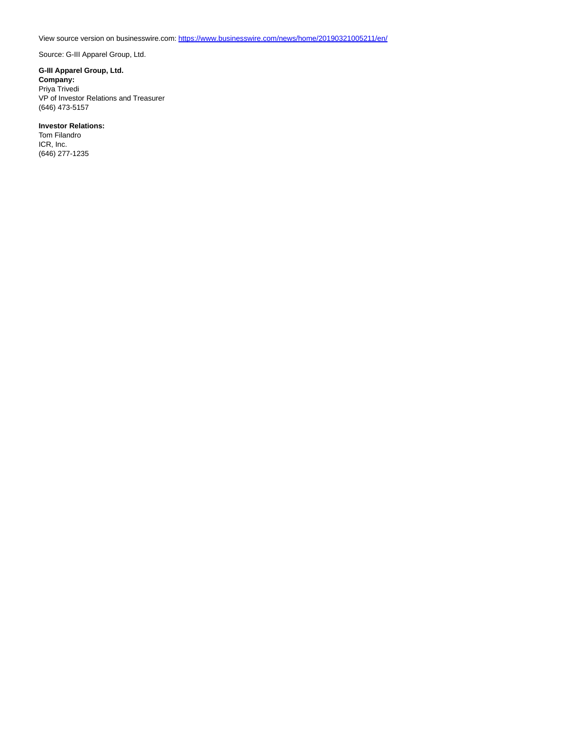View source version on businesswire.com: https://www.businesswire.com/news/home/20190321005211/en/

Source: G-III Apparel Group, Ltd.

**G-III Apparel Group, Ltd.**
**Company:**
Priya Trivedi
VP of Investor Relations and Treasurer
(646) 473-5157

**Investor Relations:**
Tom Filandro
ICR, Inc.
(646) 277-1235